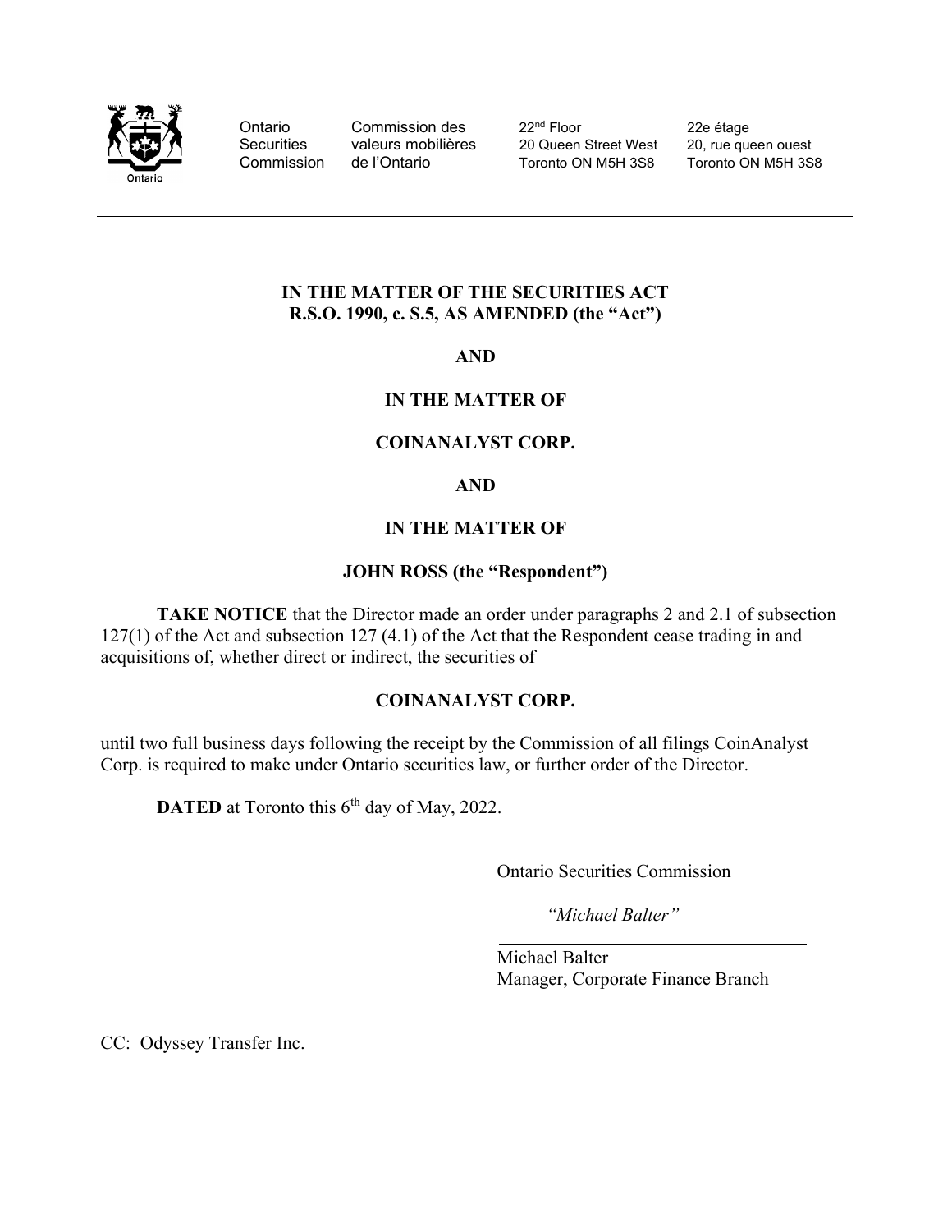Ontario Securities Commission | Commission des valeurs mobilières de l'Ontario | 22nd Floor, 20 Queen Street West, Toronto ON M5H 3S8 | 22e étage, 20, rue queen ouest, Toronto ON M5H 3S8

---

**IN THE MATTER OF THE SECURITIES ACT**
**R.S.O. 1990, c. S.5, AS AMENDED (the "Act")**

**AND**

**IN THE MATTER OF**

**COINANALYST CORP.**

**AND**

**IN THE MATTER OF**

**JOHN ROSS (the "Respondent")**

**TAKE NOTICE** that the Director made an order under paragraphs 2 and 2.1 of subsection 127(1) of the Act and subsection 127 (4.1) of the Act that the Respondent cease trading in and acquisitions of, whether direct or indirect, the securities of

**COINANALYST CORP.**

until two full business days following the receipt by the Commission of all filings CoinAnalyst Corp. is required to make under Ontario securities law, or further order of the Director.

**DATED** at Toronto this 6th day of May, 2022.

Ontario Securities Commission

*"Michael Balter"*

Michael Balter
Manager, Corporate Finance Branch

CC: Odyssey Transfer Inc.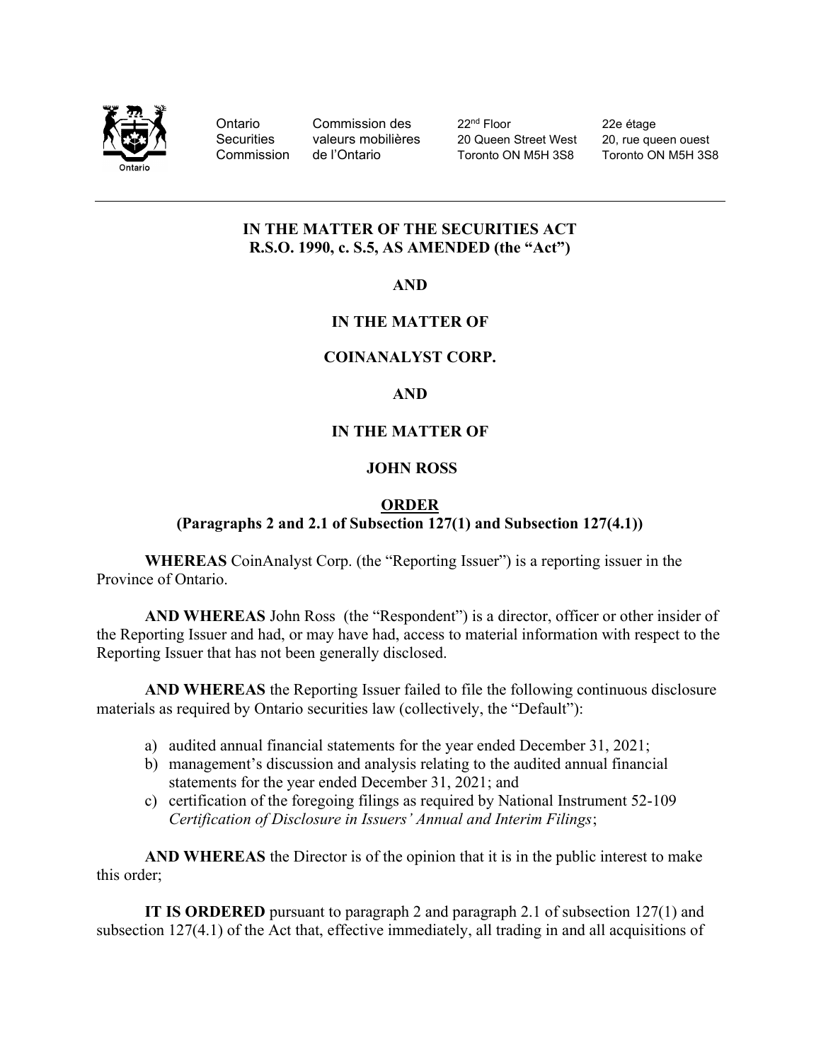Ontario Securities Commission | Commission des valeurs mobilières de l'Ontario | 22nd Floor, 20 Queen Street West, Toronto ON M5H 3S8 | 22e étage, 20, rue queen ouest, Toronto ON M5H 3S8

**IN THE MATTER OF THE SECURITIES ACT**
**R.S.O. 1990, c. S.5, AS AMENDED (the "Act")**

**AND**

**IN THE MATTER OF**

**COINANALYST CORP.**

**AND**

**IN THE MATTER OF**

**JOHN ROSS**

**ORDER**
**(Paragraphs 2 and 2.1 of Subsection 127(1) and Subsection 127(4.1))**

**WHEREAS** CoinAnalyst Corp. (the "Reporting Issuer") is a reporting issuer in the Province of Ontario.

**AND WHEREAS** John Ross (the "Respondent") is a director, officer or other insider of the Reporting Issuer and had, or may have had, access to material information with respect to the Reporting Issuer that has not been generally disclosed.

**AND WHEREAS** the Reporting Issuer failed to file the following continuous disclosure materials as required by Ontario securities law (collectively, the "Default"):

a) audited annual financial statements for the year ended December 31, 2021;
b) management's discussion and analysis relating to the audited annual financial statements for the year ended December 31, 2021; and
c) certification of the foregoing filings as required by National Instrument 52-109 *Certification of Disclosure in Issuers' Annual and Interim Filings*;

**AND WHEREAS** the Director is of the opinion that it is in the public interest to make this order;

**IT IS ORDERED** pursuant to paragraph 2 and paragraph 2.1 of subsection 127(1) and subsection 127(4.1) of the Act that, effective immediately, all trading in and all acquisitions of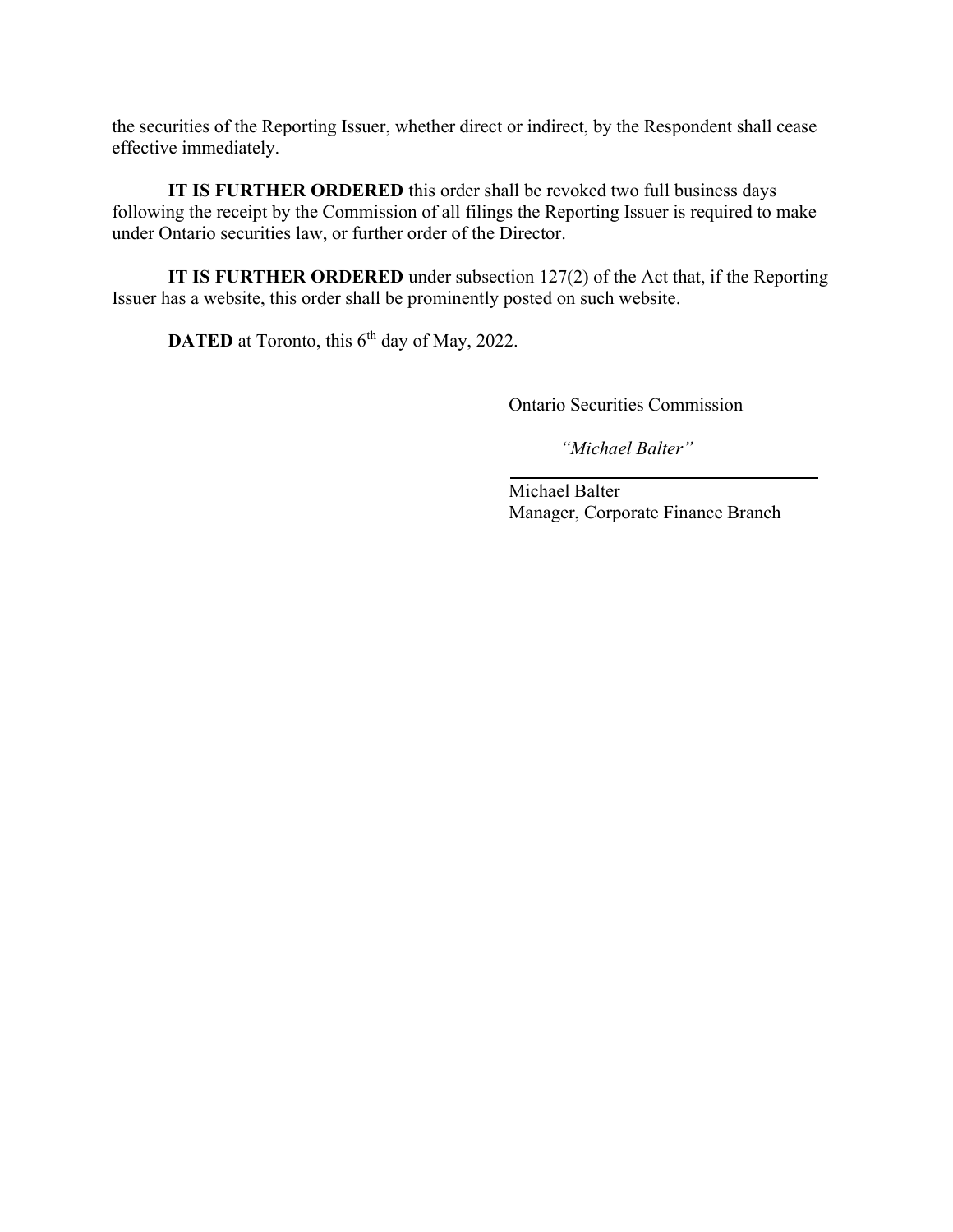the securities of the Reporting Issuer, whether direct or indirect, by the Respondent shall cease effective immediately.

**IT IS FURTHER ORDERED** this order shall be revoked two full business days following the receipt by the Commission of all filings the Reporting Issuer is required to make under Ontario securities law, or further order of the Director.

**IT IS FURTHER ORDERED** under subsection 127(2) of the Act that, if the Reporting Issuer has a website, this order shall be prominently posted on such website.

**DATED** at Toronto, this 6th day of May, 2022.

Ontario Securities Commission

*"Michael Balter"*

Michael Balter
Manager, Corporate Finance Branch